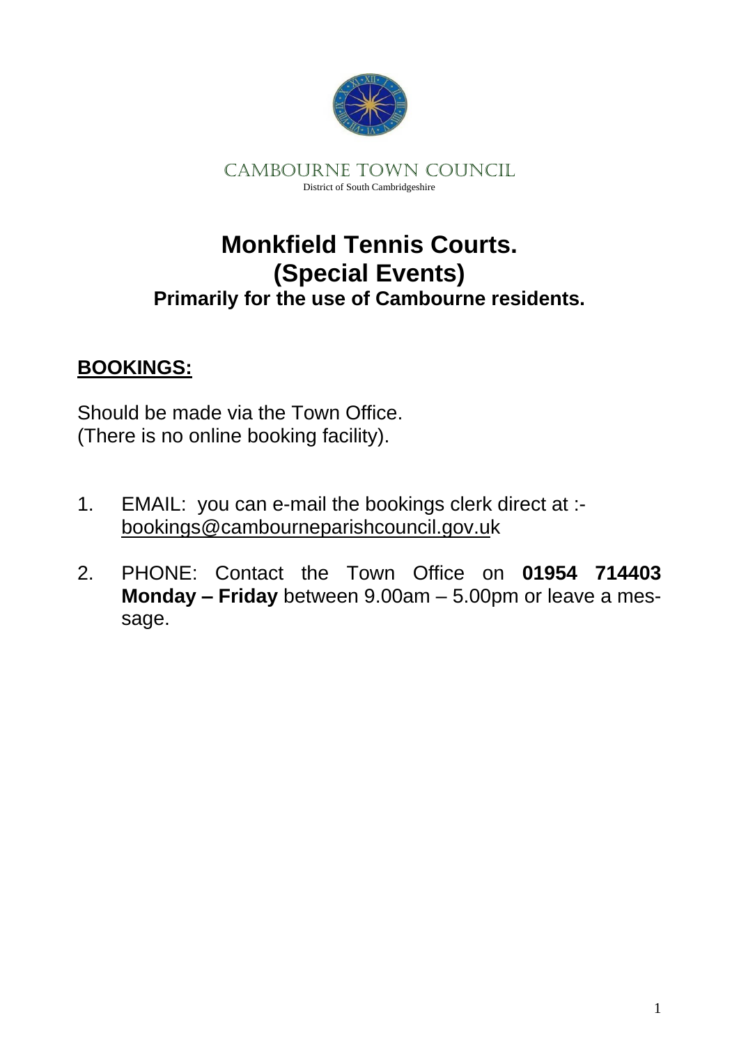CAMBOURNE TOWN COUNCIL

District of South Cambridgeshire

# Monkfield Tennis Courts.
# (Special Events)
### Primarily for the use of Cambourne residents.

## BOOKINGS:

Should be made via the Town Office.
(There is no online booking facility).

1. EMAIL: you can e-mail the bookings clerk direct at :- bookings@cambourneparishcouncil.gov.uk

2. PHONE: Contact the Town Office on **01954 714403 Monday – Friday** between 9.00am – 5.00pm or leave a message.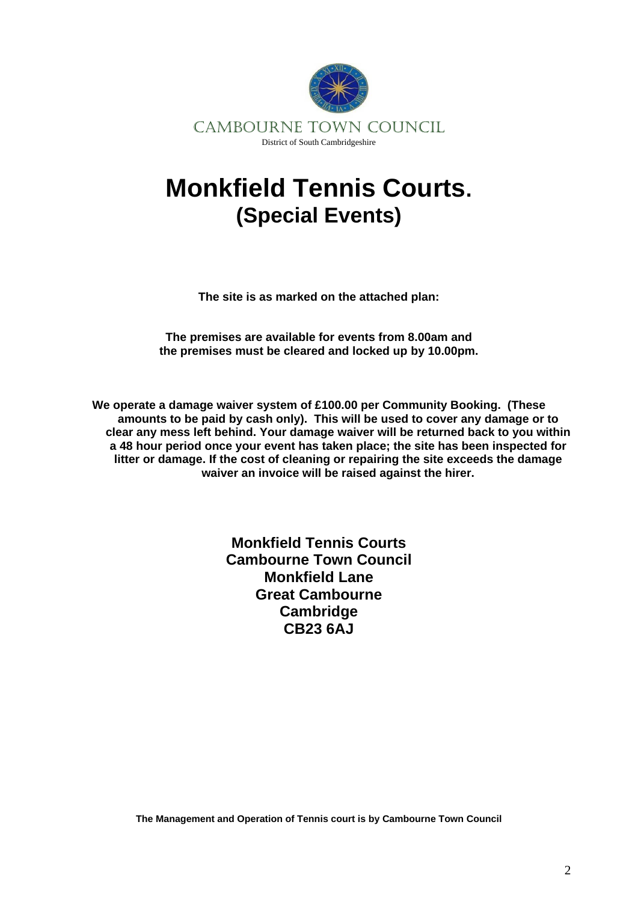CAMBOURNE TOWN COUNCIL

District of South Cambridgeshire

# Monkfield Tennis Courts.
## (Special Events)

**The site is as marked on the attached plan:**

**The premises are available for events from 8.00am and the premises must be cleared and locked up by 10.00pm.**

**We operate a damage waiver system of £100.00 per Community Booking. (These amounts to be paid by cash only). This will be used to cover any damage or to clear any mess left behind. Your damage waiver will be returned back to you within a 48 hour period once your event has taken place; the site has been inspected for litter or damage. If the cost of cleaning or repairing the site exceeds the damage waiver an invoice will be raised against the hirer.**

**Monkfield Tennis Courts**
**Cambourne Town Council**
**Monkfield Lane**
**Great Cambourne**
**Cambridge**
**CB23 6AJ**

**The Management and Operation of Tennis court is by Cambourne Town Council**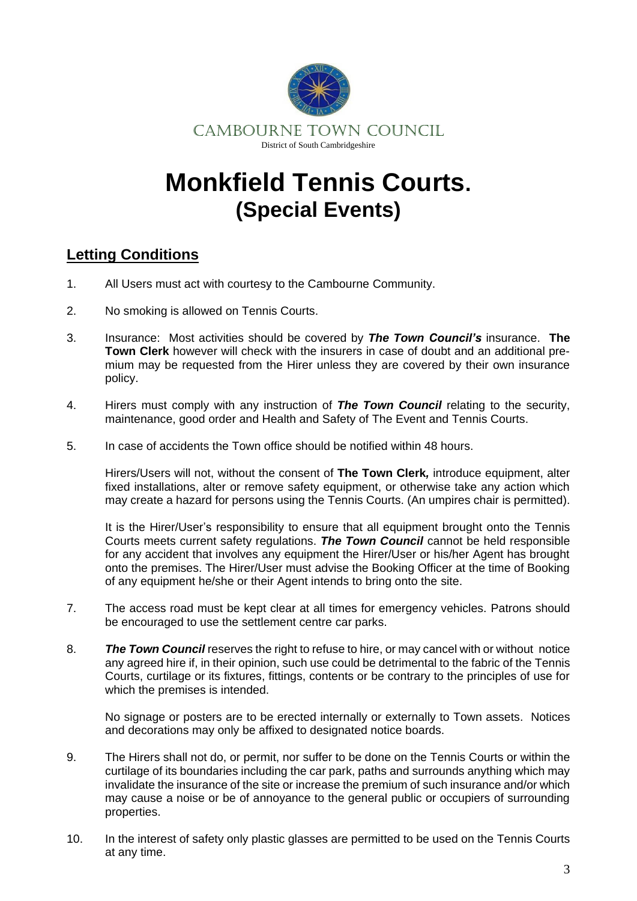CAMBOURNE TOWN COUNCIL

District of South Cambridgeshire

# Monkfield Tennis Courts.
## (Special Events)

## Letting Conditions

1. All Users must act with courtesy to the Cambourne Community.

2. No smoking is allowed on Tennis Courts.

3. Insurance: Most activities should be covered by ***The Town Council's*** insurance. **The Town Clerk** however will check with the insurers in case of doubt and an additional premium may be requested from the Hirer unless they are covered by their own insurance policy.

4. Hirers must comply with any instruction of ***The Town Council*** relating to the security, maintenance, good order and Health and Safety of The Event and Tennis Courts.

5. In case of accidents the Town office should be notified within 48 hours.

   Hirers/Users will not, without the consent of **The Town Clerk***,* introduce equipment, alter fixed installations, alter or remove safety equipment, or otherwise take any action which may create a hazard for persons using the Tennis Courts. (An umpires chair is permitted).

   It is the Hirer/User's responsibility to ensure that all equipment brought onto the Tennis Courts meets current safety regulations. ***The Town Council*** cannot be held responsible for any accident that involves any equipment the Hirer/User or his/her Agent has brought onto the premises. The Hirer/User must advise the Booking Officer at the time of Booking of any equipment he/she or their Agent intends to bring onto the site.

7. The access road must be kept clear at all times for emergency vehicles. Patrons should be encouraged to use the settlement centre car parks.

8. ***The Town Council*** reserves the right to refuse to hire, or may cancel with or without notice any agreed hire if, in their opinion, such use could be detrimental to the fabric of the Tennis Courts, curtilage or its fixtures, fittings, contents or be contrary to the principles of use for which the premises is intended.

   No signage or posters are to be erected internally or externally to Town assets. Notices and decorations may only be affixed to designated notice boards.

9. The Hirers shall not do, or permit, nor suffer to be done on the Tennis Courts or within the curtilage of its boundaries including the car park, paths and surrounds anything which may invalidate the insurance of the site or increase the premium of such insurance and/or which may cause a noise or be of annoyance to the general public or occupiers of surrounding properties.

10. In the interest of safety only plastic glasses are permitted to be used on the Tennis Courts at any time.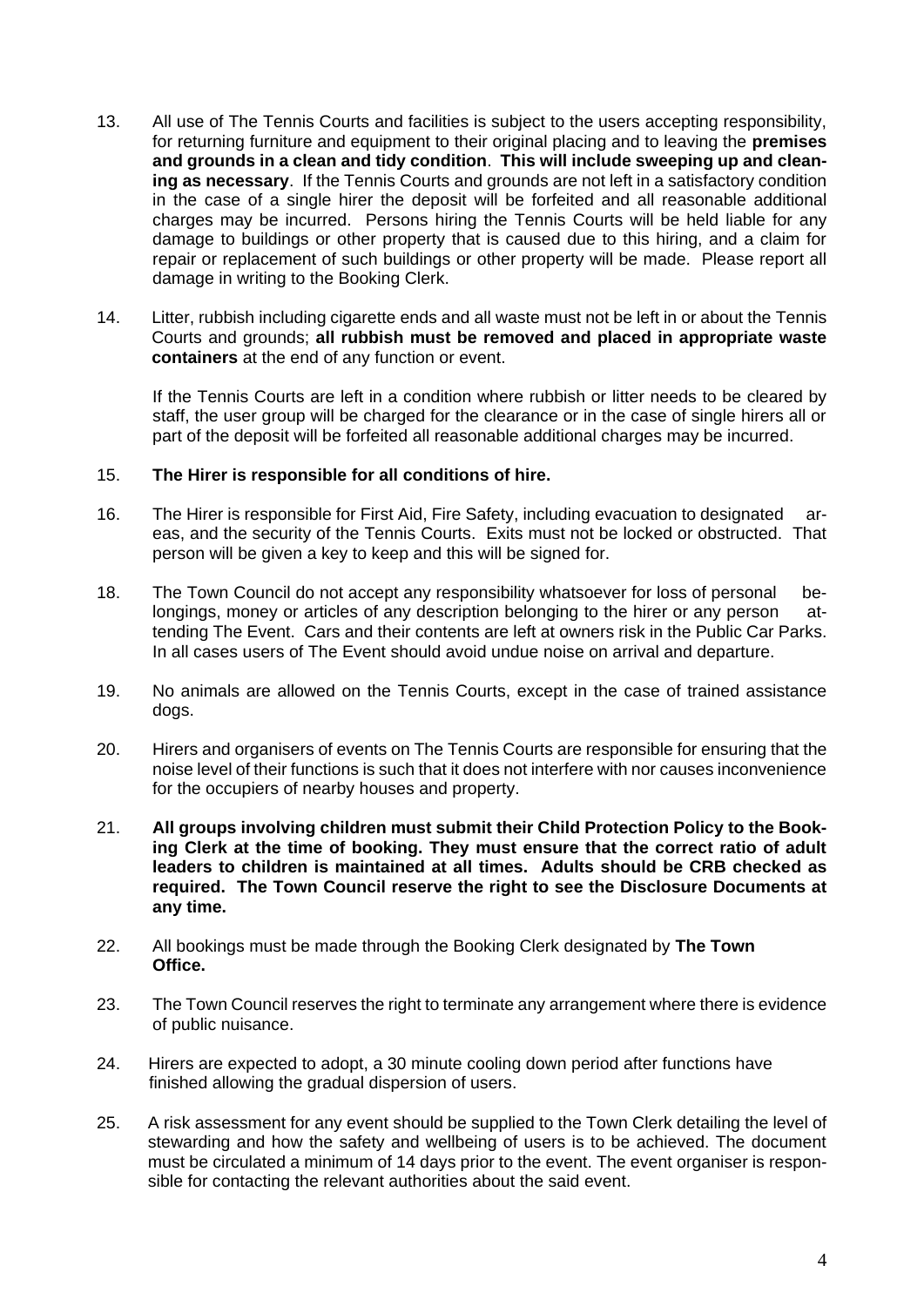13. All use of The Tennis Courts and facilities is subject to the users accepting responsibility, for returning furniture and equipment to their original placing and to leaving the **premises and grounds in a clean and tidy condition**. **This will include sweeping up and cleaning as necessary**. If the Tennis Courts and grounds are not left in a satisfactory condition in the case of a single hirer the deposit will be forfeited and all reasonable additional charges may be incurred. Persons hiring the Tennis Courts will be held liable for any damage to buildings or other property that is caused due to this hiring, and a claim for repair or replacement of such buildings or other property will be made. Please report all damage in writing to the Booking Clerk.

14. Litter, rubbish including cigarette ends and all waste must not be left in or about the Tennis Courts and grounds; **all rubbish must be removed and placed in appropriate waste containers** at the end of any function or event.

    If the Tennis Courts are left in a condition where rubbish or litter needs to be cleared by staff, the user group will be charged for the clearance or in the case of single hirers all or part of the deposit will be forfeited all reasonable additional charges may be incurred.

15. **The Hirer is responsible for all conditions of hire.**

16. The Hirer is responsible for First Aid, Fire Safety, including evacuation to designated areas, and the security of the Tennis Courts. Exits must not be locked or obstructed. That person will be given a key to keep and this will be signed for.

18. The Town Council do not accept any responsibility whatsoever for loss of personal belongings, money or articles of any description belonging to the hirer or any person attending The Event. Cars and their contents are left at owners risk in the Public Car Parks. In all cases users of The Event should avoid undue noise on arrival and departure.

19. No animals are allowed on the Tennis Courts, except in the case of trained assistance dogs.

20. Hirers and organisers of events on The Tennis Courts are responsible for ensuring that the noise level of their functions is such that it does not interfere with nor causes inconvenience for the occupiers of nearby houses and property.

21. **All groups involving children must submit their Child Protection Policy to the Booking Clerk at the time of booking. They must ensure that the correct ratio of adult leaders to children is maintained at all times. Adults should be CRB checked as required. The Town Council reserve the right to see the Disclosure Documents at any time.**

22. All bookings must be made through the Booking Clerk designated by **The Town Office.**

23. The Town Council reserves the right to terminate any arrangement where there is evidence of public nuisance.

24. Hirers are expected to adopt, a 30 minute cooling down period after functions have finished allowing the gradual dispersion of users.

25. A risk assessment for any event should be supplied to the Town Clerk detailing the level of stewarding and how the safety and wellbeing of users is to be achieved. The document must be circulated a minimum of 14 days prior to the event. The event organiser is responsible for contacting the relevant authorities about the said event.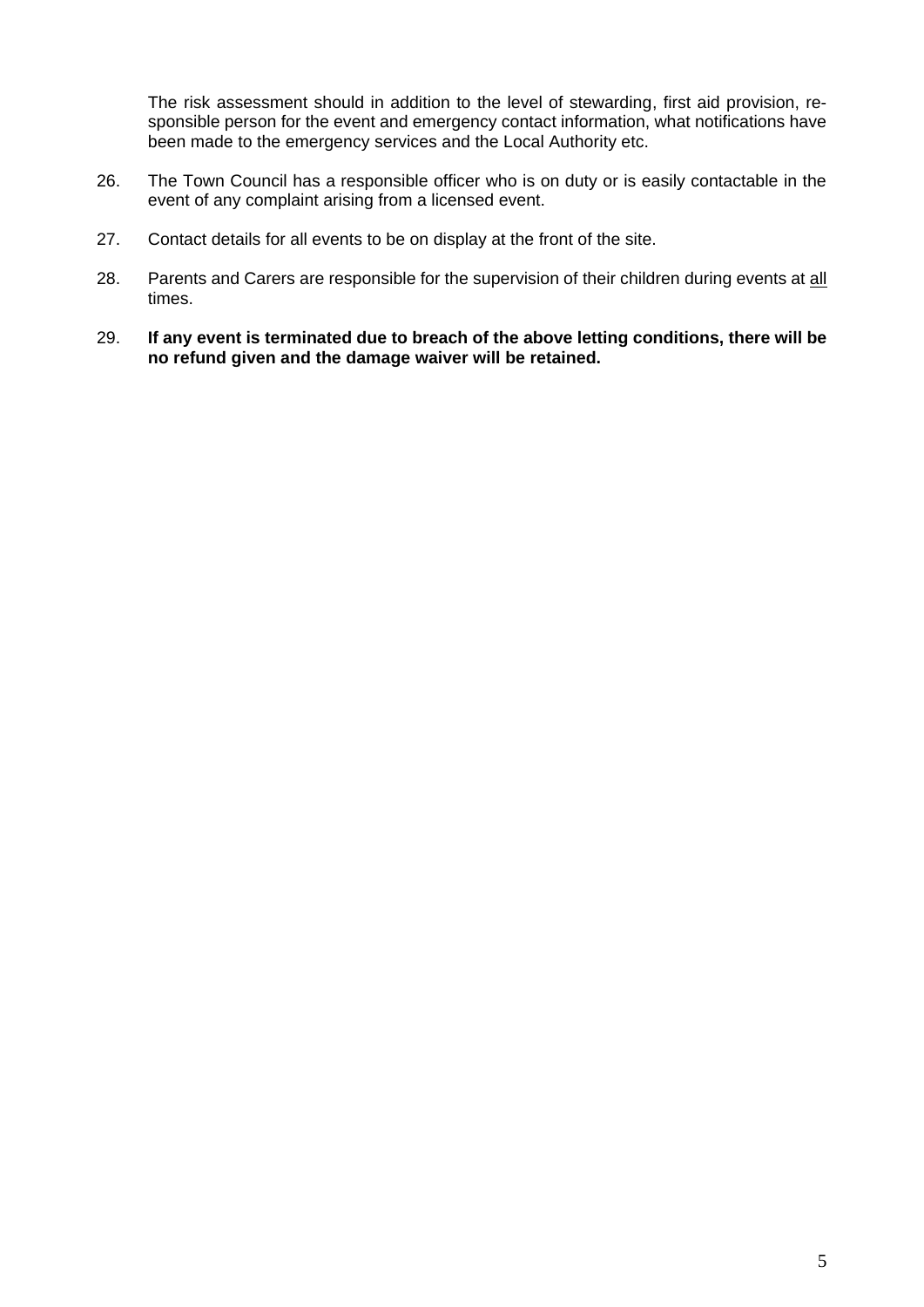The risk assessment should in addition to the level of stewarding, first aid provision, responsible person for the event and emergency contact information, what notifications have been made to the emergency services and the Local Authority etc.

26. The Town Council has a responsible officer who is on duty or is easily contactable in the event of any complaint arising from a licensed event.

27. Contact details for all events to be on display at the front of the site.

28. Parents and Carers are responsible for the supervision of their children during events at <u>all</u> times.

29. **If any event is terminated due to breach of the above letting conditions, there will be no refund given and the damage waiver will be retained.**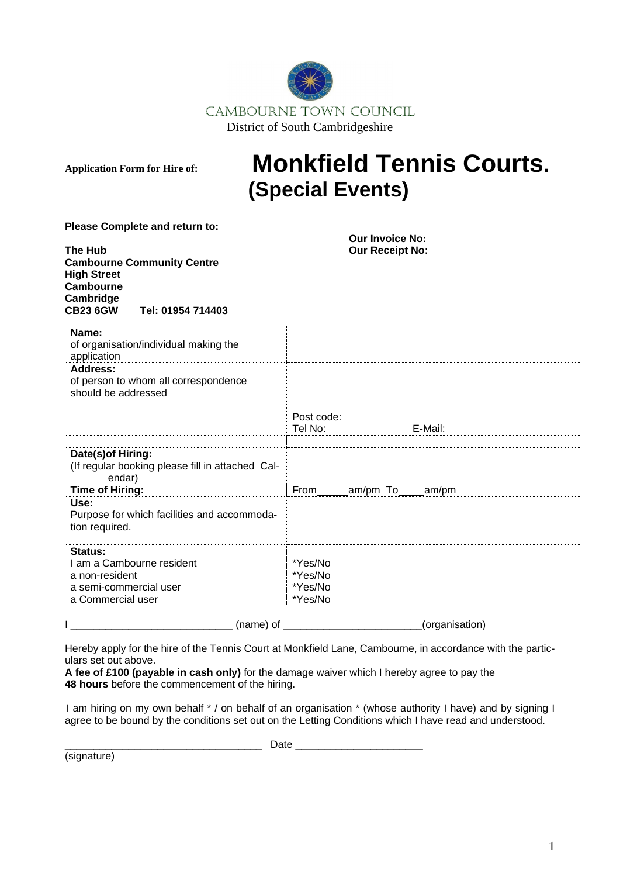CAMBOURNE TOWN COUNCIL

District of South Cambridgeshire

**Application Form for Hire of:** 

# Monkfield Tennis Courts. (Special Events)

**Please Complete and return to:**

**The Hub**
**Cambourne Community Centre**
**High Street**
**Cambourne**
**Cambridge**
**CB23 6GW    Tel: 01954 714403**

**Our Invoice No:**
**Our Receipt No:**

| | |
|---|---|
| **Name:** of organisation/individual making the application | |
| **Address:** of person to whom all correspondence should be addressed | Post code: <br> Tel No:    E-Mail: |
| **Date(s)of Hiring:** (If regular booking please fill in attached Calendar) | |
| **Time of Hiring:** | From_____am/pm To____am/pm |
| **Use:** Purpose for which facilities and accommodation required. | |
| **Status:** <br> I am a Cambourne resident <br> a non-resident <br> a semi-commercial user <br> a Commercial user | <br> *Yes/No <br> *Yes/No <br> *Yes/No <br> *Yes/No |

I ____________________________ (name) of ________________________(organisation)

Hereby apply for the hire of the Tennis Court at Monkfield Lane, Cambourne, in accordance with the particulars set out above.
**A fee of £100 (payable in cash only)** for the damage waiver which I hereby agree to pay the **48 hours** before the commencement of the hiring.

I am hiring on my own behalf * / on behalf of an organisation * (whose authority I have) and by signing I agree to be bound by the conditions set out on the Letting Conditions which I have read and understood.

__________________________________ Date ______________________
(signature)